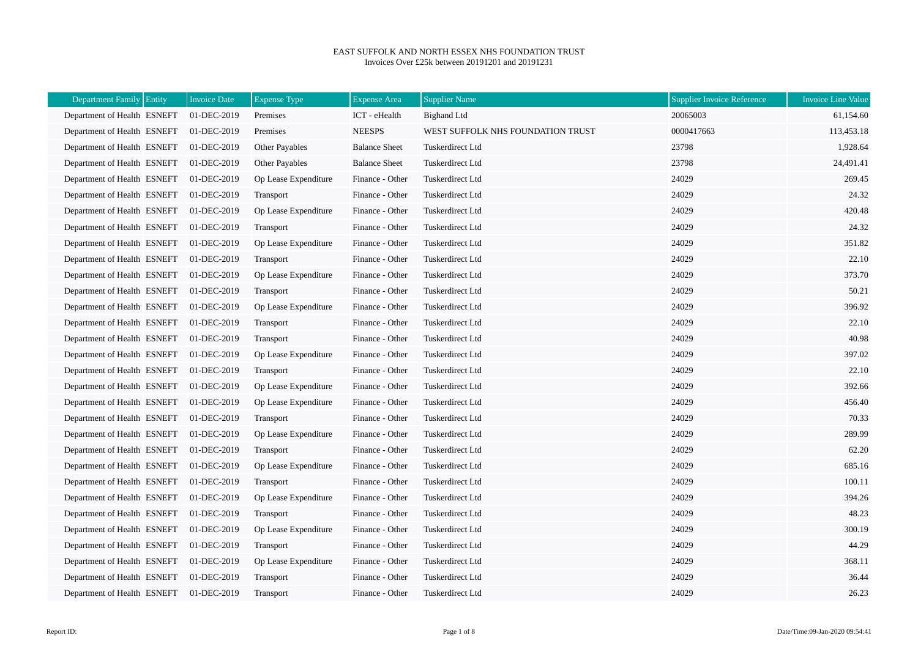# EAST SUFFOLK AND NORTH ESSEX NHS FOUNDATION TRUST

Invoices Over £25k between 20191201 and 20191231

| Department Family | Entity | Invoice Date | Expense Type | Expense Area | Supplier Name | Supplier Invoice Reference | Invoice Line Value |
|---|---|---|---|---|---|---|---|
| Department of Health | ESNEFT | 01-DEC-2019 | Premises | ICT - eHealth | Bighand Ltd | 20065003 | 61,154.60 |
| Department of Health | ESNEFT | 01-DEC-2019 | Premises | NEESPS | WEST SUFFOLK NHS FOUNDATION TRUST | 0000417663 | 113,453.18 |
| Department of Health | ESNEFT | 01-DEC-2019 | Other Payables | Balance Sheet | Tuskerdirect Ltd | 23798 | 1,928.64 |
| Department of Health | ESNEFT | 01-DEC-2019 | Other Payables | Balance Sheet | Tuskerdirect Ltd | 23798 | 24,491.41 |
| Department of Health | ESNEFT | 01-DEC-2019 | Op Lease Expenditure | Finance - Other | Tuskerdirect Ltd | 24029 | 269.45 |
| Department of Health | ESNEFT | 01-DEC-2019 | Transport | Finance - Other | Tuskerdirect Ltd | 24029 | 24.32 |
| Department of Health | ESNEFT | 01-DEC-2019 | Op Lease Expenditure | Finance - Other | Tuskerdirect Ltd | 24029 | 420.48 |
| Department of Health | ESNEFT | 01-DEC-2019 | Transport | Finance - Other | Tuskerdirect Ltd | 24029 | 24.32 |
| Department of Health | ESNEFT | 01-DEC-2019 | Op Lease Expenditure | Finance - Other | Tuskerdirect Ltd | 24029 | 351.82 |
| Department of Health | ESNEFT | 01-DEC-2019 | Transport | Finance - Other | Tuskerdirect Ltd | 24029 | 22.10 |
| Department of Health | ESNEFT | 01-DEC-2019 | Op Lease Expenditure | Finance - Other | Tuskerdirect Ltd | 24029 | 373.70 |
| Department of Health | ESNEFT | 01-DEC-2019 | Transport | Finance - Other | Tuskerdirect Ltd | 24029 | 50.21 |
| Department of Health | ESNEFT | 01-DEC-2019 | Op Lease Expenditure | Finance - Other | Tuskerdirect Ltd | 24029 | 396.92 |
| Department of Health | ESNEFT | 01-DEC-2019 | Transport | Finance - Other | Tuskerdirect Ltd | 24029 | 22.10 |
| Department of Health | ESNEFT | 01-DEC-2019 | Transport | Finance - Other | Tuskerdirect Ltd | 24029 | 40.98 |
| Department of Health | ESNEFT | 01-DEC-2019 | Op Lease Expenditure | Finance - Other | Tuskerdirect Ltd | 24029 | 397.02 |
| Department of Health | ESNEFT | 01-DEC-2019 | Transport | Finance - Other | Tuskerdirect Ltd | 24029 | 22.10 |
| Department of Health | ESNEFT | 01-DEC-2019 | Op Lease Expenditure | Finance - Other | Tuskerdirect Ltd | 24029 | 392.66 |
| Department of Health | ESNEFT | 01-DEC-2019 | Op Lease Expenditure | Finance - Other | Tuskerdirect Ltd | 24029 | 456.40 |
| Department of Health | ESNEFT | 01-DEC-2019 | Transport | Finance - Other | Tuskerdirect Ltd | 24029 | 70.33 |
| Department of Health | ESNEFT | 01-DEC-2019 | Op Lease Expenditure | Finance - Other | Tuskerdirect Ltd | 24029 | 289.99 |
| Department of Health | ESNEFT | 01-DEC-2019 | Transport | Finance - Other | Tuskerdirect Ltd | 24029 | 62.20 |
| Department of Health | ESNEFT | 01-DEC-2019 | Op Lease Expenditure | Finance - Other | Tuskerdirect Ltd | 24029 | 685.16 |
| Department of Health | ESNEFT | 01-DEC-2019 | Transport | Finance - Other | Tuskerdirect Ltd | 24029 | 100.11 |
| Department of Health | ESNEFT | 01-DEC-2019 | Op Lease Expenditure | Finance - Other | Tuskerdirect Ltd | 24029 | 394.26 |
| Department of Health | ESNEFT | 01-DEC-2019 | Transport | Finance - Other | Tuskerdirect Ltd | 24029 | 48.23 |
| Department of Health | ESNEFT | 01-DEC-2019 | Op Lease Expenditure | Finance - Other | Tuskerdirect Ltd | 24029 | 300.19 |
| Department of Health | ESNEFT | 01-DEC-2019 | Transport | Finance - Other | Tuskerdirect Ltd | 24029 | 44.29 |
| Department of Health | ESNEFT | 01-DEC-2019 | Op Lease Expenditure | Finance - Other | Tuskerdirect Ltd | 24029 | 368.11 |
| Department of Health | ESNEFT | 01-DEC-2019 | Transport | Finance - Other | Tuskerdirect Ltd | 24029 | 36.44 |
| Department of Health | ESNEFT | 01-DEC-2019 | Transport | Finance - Other | Tuskerdirect Ltd | 24029 | 26.23 |

Report ID: Date/Time:09-Jan-2020 09:54:41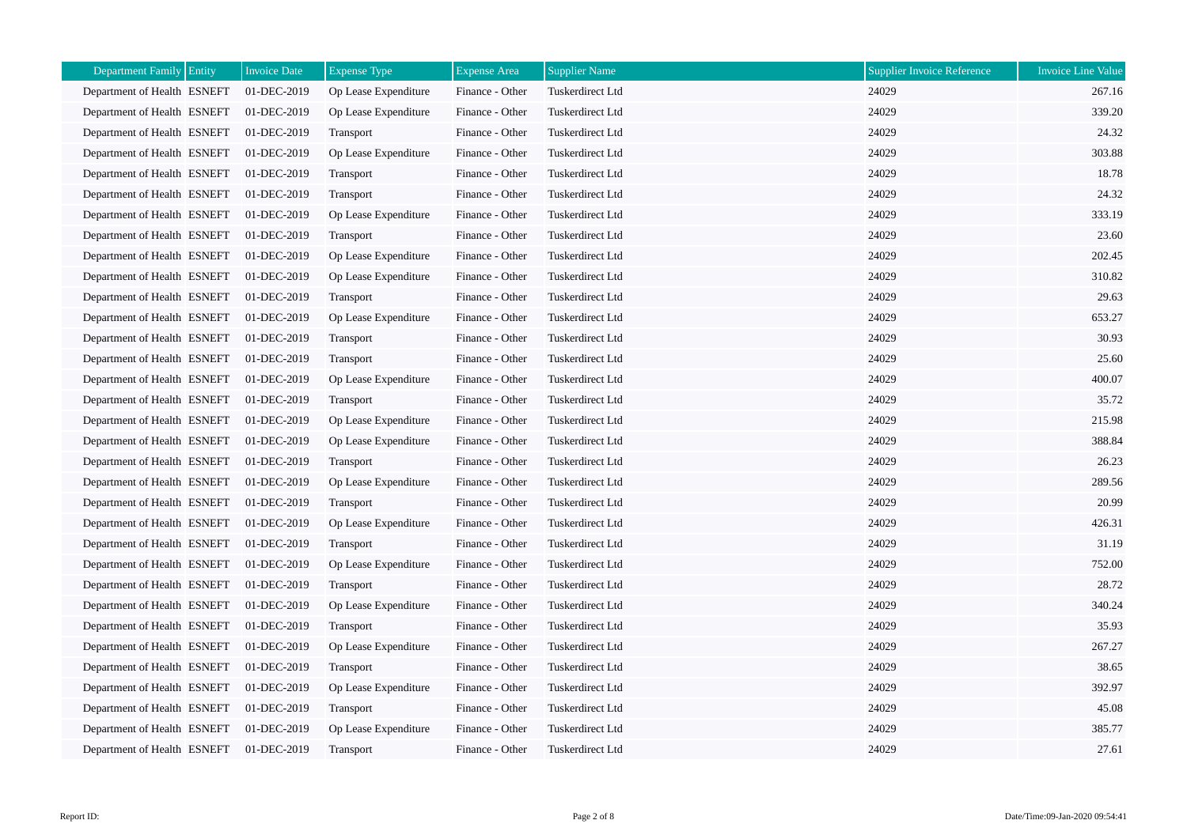| Department Family | Entity | Invoice Date | Expense Type | Expense Area | Supplier Name | Supplier Invoice Reference | Invoice Line Value |
|---|---|---|---|---|---|---|---|
| Department of Health | ESNEFT | 01-DEC-2019 | Op Lease Expenditure | Finance - Other | Tuskerdirect Ltd | 24029 | 267.16 |
| Department of Health | ESNEFT | 01-DEC-2019 | Op Lease Expenditure | Finance - Other | Tuskerdirect Ltd | 24029 | 339.20 |
| Department of Health | ESNEFT | 01-DEC-2019 | Transport | Finance - Other | Tuskerdirect Ltd | 24029 | 24.32 |
| Department of Health | ESNEFT | 01-DEC-2019 | Op Lease Expenditure | Finance - Other | Tuskerdirect Ltd | 24029 | 303.88 |
| Department of Health | ESNEFT | 01-DEC-2019 | Transport | Finance - Other | Tuskerdirect Ltd | 24029 | 18.78 |
| Department of Health | ESNEFT | 01-DEC-2019 | Transport | Finance - Other | Tuskerdirect Ltd | 24029 | 24.32 |
| Department of Health | ESNEFT | 01-DEC-2019 | Op Lease Expenditure | Finance - Other | Tuskerdirect Ltd | 24029 | 333.19 |
| Department of Health | ESNEFT | 01-DEC-2019 | Transport | Finance - Other | Tuskerdirect Ltd | 24029 | 23.60 |
| Department of Health | ESNEFT | 01-DEC-2019 | Op Lease Expenditure | Finance - Other | Tuskerdirect Ltd | 24029 | 202.45 |
| Department of Health | ESNEFT | 01-DEC-2019 | Op Lease Expenditure | Finance - Other | Tuskerdirect Ltd | 24029 | 310.82 |
| Department of Health | ESNEFT | 01-DEC-2019 | Transport | Finance - Other | Tuskerdirect Ltd | 24029 | 29.63 |
| Department of Health | ESNEFT | 01-DEC-2019 | Op Lease Expenditure | Finance - Other | Tuskerdirect Ltd | 24029 | 653.27 |
| Department of Health | ESNEFT | 01-DEC-2019 | Transport | Finance - Other | Tuskerdirect Ltd | 24029 | 30.93 |
| Department of Health | ESNEFT | 01-DEC-2019 | Transport | Finance - Other | Tuskerdirect Ltd | 24029 | 25.60 |
| Department of Health | ESNEFT | 01-DEC-2019 | Op Lease Expenditure | Finance - Other | Tuskerdirect Ltd | 24029 | 400.07 |
| Department of Health | ESNEFT | 01-DEC-2019 | Transport | Finance - Other | Tuskerdirect Ltd | 24029 | 35.72 |
| Department of Health | ESNEFT | 01-DEC-2019 | Op Lease Expenditure | Finance - Other | Tuskerdirect Ltd | 24029 | 215.98 |
| Department of Health | ESNEFT | 01-DEC-2019 | Op Lease Expenditure | Finance - Other | Tuskerdirect Ltd | 24029 | 388.84 |
| Department of Health | ESNEFT | 01-DEC-2019 | Transport | Finance - Other | Tuskerdirect Ltd | 24029 | 26.23 |
| Department of Health | ESNEFT | 01-DEC-2019 | Op Lease Expenditure | Finance - Other | Tuskerdirect Ltd | 24029 | 289.56 |
| Department of Health | ESNEFT | 01-DEC-2019 | Transport | Finance - Other | Tuskerdirect Ltd | 24029 | 20.99 |
| Department of Health | ESNEFT | 01-DEC-2019 | Op Lease Expenditure | Finance - Other | Tuskerdirect Ltd | 24029 | 426.31 |
| Department of Health | ESNEFT | 01-DEC-2019 | Transport | Finance - Other | Tuskerdirect Ltd | 24029 | 31.19 |
| Department of Health | ESNEFT | 01-DEC-2019 | Op Lease Expenditure | Finance - Other | Tuskerdirect Ltd | 24029 | 752.00 |
| Department of Health | ESNEFT | 01-DEC-2019 | Transport | Finance - Other | Tuskerdirect Ltd | 24029 | 28.72 |
| Department of Health | ESNEFT | 01-DEC-2019 | Op Lease Expenditure | Finance - Other | Tuskerdirect Ltd | 24029 | 340.24 |
| Department of Health | ESNEFT | 01-DEC-2019 | Transport | Finance - Other | Tuskerdirect Ltd | 24029 | 35.93 |
| Department of Health | ESNEFT | 01-DEC-2019 | Op Lease Expenditure | Finance - Other | Tuskerdirect Ltd | 24029 | 267.27 |
| Department of Health | ESNEFT | 01-DEC-2019 | Transport | Finance - Other | Tuskerdirect Ltd | 24029 | 38.65 |
| Department of Health | ESNEFT | 01-DEC-2019 | Op Lease Expenditure | Finance - Other | Tuskerdirect Ltd | 24029 | 392.97 |
| Department of Health | ESNEFT | 01-DEC-2019 | Transport | Finance - Other | Tuskerdirect Ltd | 24029 | 45.08 |
| Department of Health | ESNEFT | 01-DEC-2019 | Op Lease Expenditure | Finance - Other | Tuskerdirect Ltd | 24029 | 385.77 |
| Department of Health | ESNEFT | 01-DEC-2019 | Transport | Finance - Other | Tuskerdirect Ltd | 24029 | 27.61 |

Report ID:

Date/Time:09-Jan-2020 09:54:41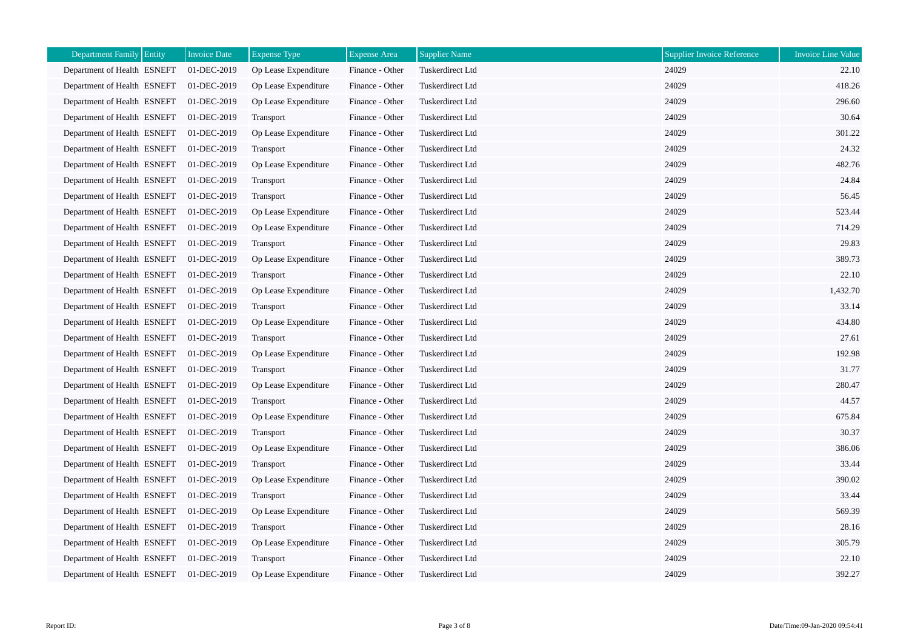| Department Family | Entity | Invoice Date | Expense Type | Expense Area | Supplier Name | Supplier Invoice Reference | Invoice Line Value |
|---|---|---|---|---|---|---|---|
| Department of Health | ESNEFT | 01-DEC-2019 | Op Lease Expenditure | Finance - Other | Tuskerdirect Ltd | 24029 | 22.10 |
| Department of Health | ESNEFT | 01-DEC-2019 | Op Lease Expenditure | Finance - Other | Tuskerdirect Ltd | 24029 | 418.26 |
| Department of Health | ESNEFT | 01-DEC-2019 | Op Lease Expenditure | Finance - Other | Tuskerdirect Ltd | 24029 | 296.60 |
| Department of Health | ESNEFT | 01-DEC-2019 | Transport | Finance - Other | Tuskerdirect Ltd | 24029 | 30.64 |
| Department of Health | ESNEFT | 01-DEC-2019 | Op Lease Expenditure | Finance - Other | Tuskerdirect Ltd | 24029 | 301.22 |
| Department of Health | ESNEFT | 01-DEC-2019 | Transport | Finance - Other | Tuskerdirect Ltd | 24029 | 24.32 |
| Department of Health | ESNEFT | 01-DEC-2019 | Op Lease Expenditure | Finance - Other | Tuskerdirect Ltd | 24029 | 482.76 |
| Department of Health | ESNEFT | 01-DEC-2019 | Transport | Finance - Other | Tuskerdirect Ltd | 24029 | 24.84 |
| Department of Health | ESNEFT | 01-DEC-2019 | Transport | Finance - Other | Tuskerdirect Ltd | 24029 | 56.45 |
| Department of Health | ESNEFT | 01-DEC-2019 | Op Lease Expenditure | Finance - Other | Tuskerdirect Ltd | 24029 | 523.44 |
| Department of Health | ESNEFT | 01-DEC-2019 | Op Lease Expenditure | Finance - Other | Tuskerdirect Ltd | 24029 | 714.29 |
| Department of Health | ESNEFT | 01-DEC-2019 | Transport | Finance - Other | Tuskerdirect Ltd | 24029 | 29.83 |
| Department of Health | ESNEFT | 01-DEC-2019 | Op Lease Expenditure | Finance - Other | Tuskerdirect Ltd | 24029 | 389.73 |
| Department of Health | ESNEFT | 01-DEC-2019 | Transport | Finance - Other | Tuskerdirect Ltd | 24029 | 22.10 |
| Department of Health | ESNEFT | 01-DEC-2019 | Op Lease Expenditure | Finance - Other | Tuskerdirect Ltd | 24029 | 1,432.70 |
| Department of Health | ESNEFT | 01-DEC-2019 | Transport | Finance - Other | Tuskerdirect Ltd | 24029 | 33.14 |
| Department of Health | ESNEFT | 01-DEC-2019 | Op Lease Expenditure | Finance - Other | Tuskerdirect Ltd | 24029 | 434.80 |
| Department of Health | ESNEFT | 01-DEC-2019 | Transport | Finance - Other | Tuskerdirect Ltd | 24029 | 27.61 |
| Department of Health | ESNEFT | 01-DEC-2019 | Op Lease Expenditure | Finance - Other | Tuskerdirect Ltd | 24029 | 192.98 |
| Department of Health | ESNEFT | 01-DEC-2019 | Transport | Finance - Other | Tuskerdirect Ltd | 24029 | 31.77 |
| Department of Health | ESNEFT | 01-DEC-2019 | Op Lease Expenditure | Finance - Other | Tuskerdirect Ltd | 24029 | 280.47 |
| Department of Health | ESNEFT | 01-DEC-2019 | Transport | Finance - Other | Tuskerdirect Ltd | 24029 | 44.57 |
| Department of Health | ESNEFT | 01-DEC-2019 | Op Lease Expenditure | Finance - Other | Tuskerdirect Ltd | 24029 | 675.84 |
| Department of Health | ESNEFT | 01-DEC-2019 | Transport | Finance - Other | Tuskerdirect Ltd | 24029 | 30.37 |
| Department of Health | ESNEFT | 01-DEC-2019 | Op Lease Expenditure | Finance - Other | Tuskerdirect Ltd | 24029 | 386.06 |
| Department of Health | ESNEFT | 01-DEC-2019 | Transport | Finance - Other | Tuskerdirect Ltd | 24029 | 33.44 |
| Department of Health | ESNEFT | 01-DEC-2019 | Op Lease Expenditure | Finance - Other | Tuskerdirect Ltd | 24029 | 390.02 |
| Department of Health | ESNEFT | 01-DEC-2019 | Transport | Finance - Other | Tuskerdirect Ltd | 24029 | 33.44 |
| Department of Health | ESNEFT | 01-DEC-2019 | Op Lease Expenditure | Finance - Other | Tuskerdirect Ltd | 24029 | 569.39 |
| Department of Health | ESNEFT | 01-DEC-2019 | Transport | Finance - Other | Tuskerdirect Ltd | 24029 | 28.16 |
| Department of Health | ESNEFT | 01-DEC-2019 | Op Lease Expenditure | Finance - Other | Tuskerdirect Ltd | 24029 | 305.79 |
| Department of Health | ESNEFT | 01-DEC-2019 | Transport | Finance - Other | Tuskerdirect Ltd | 24029 | 22.10 |
| Department of Health | ESNEFT | 01-DEC-2019 | Op Lease Expenditure | Finance - Other | Tuskerdirect Ltd | 24029 | 392.27 |

Report ID:

Date/Time:09-Jan-2020 09:54:41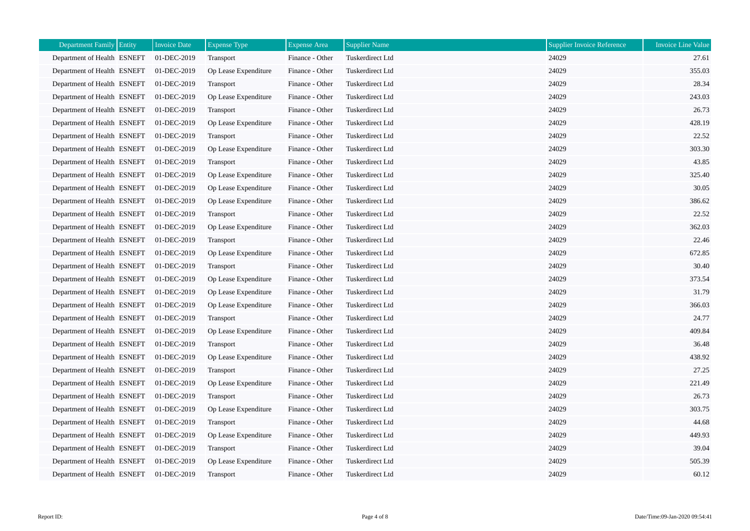| Department Family | Entity | Invoice Date | Expense Type | Expense Area | Supplier Name | Supplier Invoice Reference | Invoice Line Value |
|---|---|---|---|---|---|---|---|
| Department of Health | ESNEFT | 01-DEC-2019 | Transport | Finance - Other | Tuskerdirect Ltd | 24029 | 27.61 |
| Department of Health | ESNEFT | 01-DEC-2019 | Op Lease Expenditure | Finance - Other | Tuskerdirect Ltd | 24029 | 355.03 |
| Department of Health | ESNEFT | 01-DEC-2019 | Transport | Finance - Other | Tuskerdirect Ltd | 24029 | 28.34 |
| Department of Health | ESNEFT | 01-DEC-2019 | Op Lease Expenditure | Finance - Other | Tuskerdirect Ltd | 24029 | 243.03 |
| Department of Health | ESNEFT | 01-DEC-2019 | Transport | Finance - Other | Tuskerdirect Ltd | 24029 | 26.73 |
| Department of Health | ESNEFT | 01-DEC-2019 | Op Lease Expenditure | Finance - Other | Tuskerdirect Ltd | 24029 | 428.19 |
| Department of Health | ESNEFT | 01-DEC-2019 | Transport | Finance - Other | Tuskerdirect Ltd | 24029 | 22.52 |
| Department of Health | ESNEFT | 01-DEC-2019 | Op Lease Expenditure | Finance - Other | Tuskerdirect Ltd | 24029 | 303.30 |
| Department of Health | ESNEFT | 01-DEC-2019 | Transport | Finance - Other | Tuskerdirect Ltd | 24029 | 43.85 |
| Department of Health | ESNEFT | 01-DEC-2019 | Op Lease Expenditure | Finance - Other | Tuskerdirect Ltd | 24029 | 325.40 |
| Department of Health | ESNEFT | 01-DEC-2019 | Op Lease Expenditure | Finance - Other | Tuskerdirect Ltd | 24029 | 30.05 |
| Department of Health | ESNEFT | 01-DEC-2019 | Op Lease Expenditure | Finance - Other | Tuskerdirect Ltd | 24029 | 386.62 |
| Department of Health | ESNEFT | 01-DEC-2019 | Transport | Finance - Other | Tuskerdirect Ltd | 24029 | 22.52 |
| Department of Health | ESNEFT | 01-DEC-2019 | Op Lease Expenditure | Finance - Other | Tuskerdirect Ltd | 24029 | 362.03 |
| Department of Health | ESNEFT | 01-DEC-2019 | Transport | Finance - Other | Tuskerdirect Ltd | 24029 | 22.46 |
| Department of Health | ESNEFT | 01-DEC-2019 | Op Lease Expenditure | Finance - Other | Tuskerdirect Ltd | 24029 | 672.85 |
| Department of Health | ESNEFT | 01-DEC-2019 | Transport | Finance - Other | Tuskerdirect Ltd | 24029 | 30.40 |
| Department of Health | ESNEFT | 01-DEC-2019 | Op Lease Expenditure | Finance - Other | Tuskerdirect Ltd | 24029 | 373.54 |
| Department of Health | ESNEFT | 01-DEC-2019 | Op Lease Expenditure | Finance - Other | Tuskerdirect Ltd | 24029 | 31.79 |
| Department of Health | ESNEFT | 01-DEC-2019 | Op Lease Expenditure | Finance - Other | Tuskerdirect Ltd | 24029 | 366.03 |
| Department of Health | ESNEFT | 01-DEC-2019 | Transport | Finance - Other | Tuskerdirect Ltd | 24029 | 24.77 |
| Department of Health | ESNEFT | 01-DEC-2019 | Op Lease Expenditure | Finance - Other | Tuskerdirect Ltd | 24029 | 409.84 |
| Department of Health | ESNEFT | 01-DEC-2019 | Transport | Finance - Other | Tuskerdirect Ltd | 24029 | 36.48 |
| Department of Health | ESNEFT | 01-DEC-2019 | Op Lease Expenditure | Finance - Other | Tuskerdirect Ltd | 24029 | 438.92 |
| Department of Health | ESNEFT | 01-DEC-2019 | Transport | Finance - Other | Tuskerdirect Ltd | 24029 | 27.25 |
| Department of Health | ESNEFT | 01-DEC-2019 | Op Lease Expenditure | Finance - Other | Tuskerdirect Ltd | 24029 | 221.49 |
| Department of Health | ESNEFT | 01-DEC-2019 | Transport | Finance - Other | Tuskerdirect Ltd | 24029 | 26.73 |
| Department of Health | ESNEFT | 01-DEC-2019 | Op Lease Expenditure | Finance - Other | Tuskerdirect Ltd | 24029 | 303.75 |
| Department of Health | ESNEFT | 01-DEC-2019 | Transport | Finance - Other | Tuskerdirect Ltd | 24029 | 44.68 |
| Department of Health | ESNEFT | 01-DEC-2019 | Op Lease Expenditure | Finance - Other | Tuskerdirect Ltd | 24029 | 449.93 |
| Department of Health | ESNEFT | 01-DEC-2019 | Transport | Finance - Other | Tuskerdirect Ltd | 24029 | 39.04 |
| Department of Health | ESNEFT | 01-DEC-2019 | Op Lease Expenditure | Finance - Other | Tuskerdirect Ltd | 24029 | 505.39 |
| Department of Health | ESNEFT | 01-DEC-2019 | Transport | Finance - Other | Tuskerdirect Ltd | 24029 | 60.12 |

Report ID:

Date/Time:09-Jan-2020 09:54:41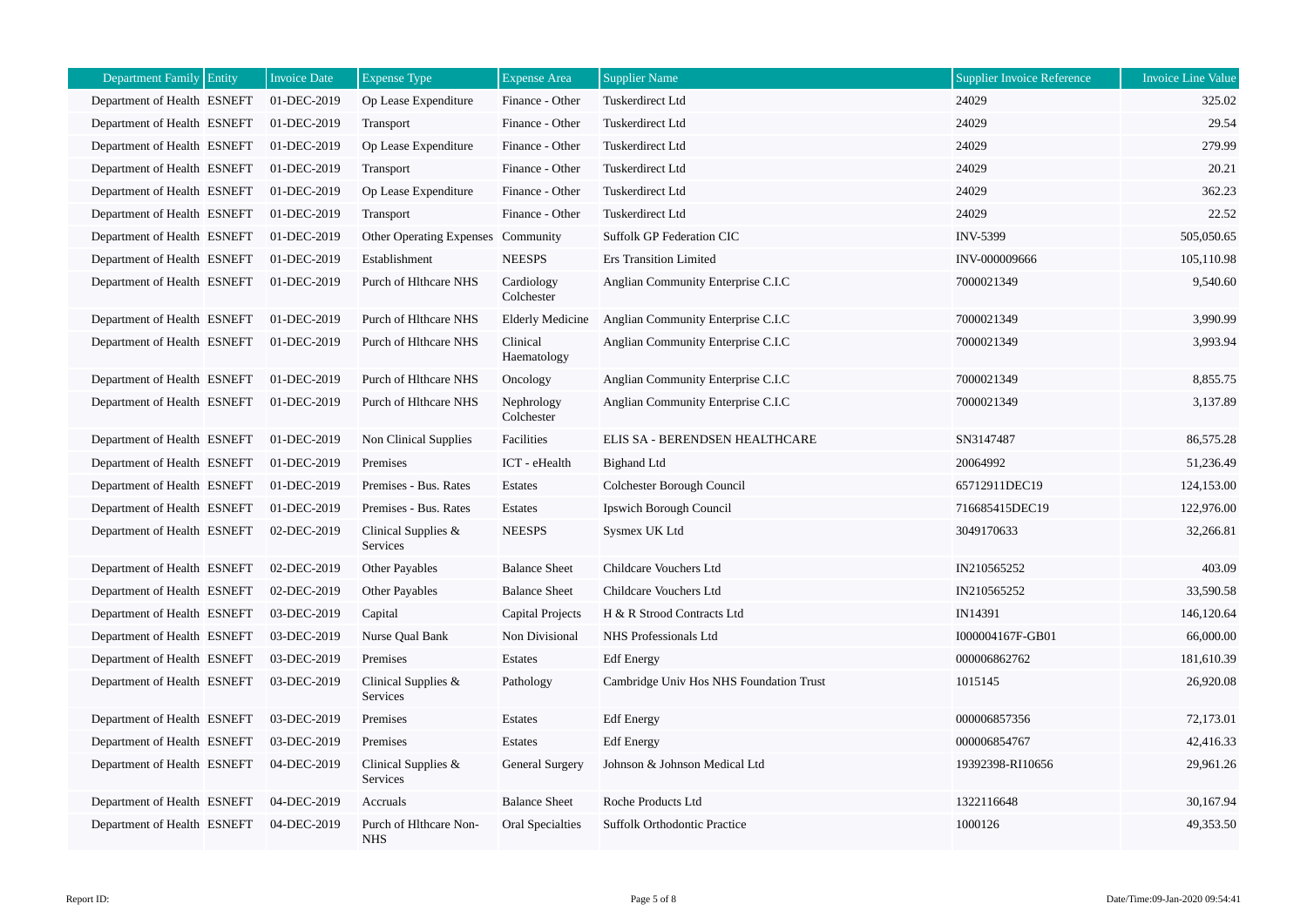| Department Family | Entity | Invoice Date | Expense Type | Expense Area | Supplier Name | Supplier Invoice Reference | Invoice Line Value |
|---|---|---|---|---|---|---|---|
| Department of Health | ESNEFT | 01-DEC-2019 | Op Lease Expenditure | Finance - Other | Tuskerdirect Ltd | 24029 | 325.02 |
| Department of Health | ESNEFT | 01-DEC-2019 | Transport | Finance - Other | Tuskerdirect Ltd | 24029 | 29.54 |
| Department of Health | ESNEFT | 01-DEC-2019 | Op Lease Expenditure | Finance - Other | Tuskerdirect Ltd | 24029 | 279.99 |
| Department of Health | ESNEFT | 01-DEC-2019 | Transport | Finance - Other | Tuskerdirect Ltd | 24029 | 20.21 |
| Department of Health | ESNEFT | 01-DEC-2019 | Op Lease Expenditure | Finance - Other | Tuskerdirect Ltd | 24029 | 362.23 |
| Department of Health | ESNEFT | 01-DEC-2019 | Transport | Finance - Other | Tuskerdirect Ltd | 24029 | 22.52 |
| Department of Health | ESNEFT | 01-DEC-2019 | Other Operating Expenses | Community | Suffolk GP Federation CIC | INV-5399 | 505,050.65 |
| Department of Health | ESNEFT | 01-DEC-2019 | Establishment | NEESPS | Ers Transition Limited | INV-000009666 | 105,110.98 |
| Department of Health | ESNEFT | 01-DEC-2019 | Purch of Hlthcare NHS | Cardiology Colchester | Anglian Community Enterprise C.I.C | 7000021349 | 9,540.60 |
| Department of Health | ESNEFT | 01-DEC-2019 | Purch of Hlthcare NHS | Elderly Medicine | Anglian Community Enterprise C.I.C | 7000021349 | 3,990.99 |
| Department of Health | ESNEFT | 01-DEC-2019 | Purch of Hlthcare NHS | Clinical Haematology | Anglian Community Enterprise C.I.C | 7000021349 | 3,993.94 |
| Department of Health | ESNEFT | 01-DEC-2019 | Purch of Hlthcare NHS | Oncology | Anglian Community Enterprise C.I.C | 7000021349 | 8,855.75 |
| Department of Health | ESNEFT | 01-DEC-2019 | Purch of Hlthcare NHS | Nephrology Colchester | Anglian Community Enterprise C.I.C | 7000021349 | 3,137.89 |
| Department of Health | ESNEFT | 01-DEC-2019 | Non Clinical Supplies | Facilities | ELIS SA - BERENDSEN HEALTHCARE | SN3147487 | 86,575.28 |
| Department of Health | ESNEFT | 01-DEC-2019 | Premises | ICT - eHealth | Bighand Ltd | 20064992 | 51,236.49 |
| Department of Health | ESNEFT | 01-DEC-2019 | Premises - Bus. Rates | Estates | Colchester Borough Council | 65712911DEC19 | 124,153.00 |
| Department of Health | ESNEFT | 01-DEC-2019 | Premises - Bus. Rates | Estates | Ipswich Borough Council | 716685415DEC19 | 122,976.00 |
| Department of Health | ESNEFT | 02-DEC-2019 | Clinical Supplies & Services | NEESPS | Sysmex UK Ltd | 3049170633 | 32,266.81 |
| Department of Health | ESNEFT | 02-DEC-2019 | Other Payables | Balance Sheet | Childcare Vouchers Ltd | IN210565252 | 403.09 |
| Department of Health | ESNEFT | 02-DEC-2019 | Other Payables | Balance Sheet | Childcare Vouchers Ltd | IN210565252 | 33,590.58 |
| Department of Health | ESNEFT | 03-DEC-2019 | Capital | Capital Projects | H & R Strood Contracts Ltd | IN14391 | 146,120.64 |
| Department of Health | ESNEFT | 03-DEC-2019 | Nurse Qual Bank | Non Divisional | NHS Professionals Ltd | I000004167F-GB01 | 66,000.00 |
| Department of Health | ESNEFT | 03-DEC-2019 | Premises | Estates | Edf Energy | 000006862762 | 181,610.39 |
| Department of Health | ESNEFT | 03-DEC-2019 | Clinical Supplies & Services | Pathology | Cambridge Univ Hos NHS Foundation Trust | 1015145 | 26,920.08 |
| Department of Health | ESNEFT | 03-DEC-2019 | Premises | Estates | Edf Energy | 000006857356 | 72,173.01 |
| Department of Health | ESNEFT | 03-DEC-2019 | Premises | Estates | Edf Energy | 000006854767 | 42,416.33 |
| Department of Health | ESNEFT | 04-DEC-2019 | Clinical Supplies & Services | General Surgery | Johnson & Johnson Medical Ltd | 19392398-RI10656 | 29,961.26 |
| Department of Health | ESNEFT | 04-DEC-2019 | Accruals | Balance Sheet | Roche Products Ltd | 1322116648 | 30,167.94 |
| Department of Health | ESNEFT | 04-DEC-2019 | Purch of Hlthcare Non-NHS | Oral Specialties | Suffolk Orthodontic Practice | 1000126 | 49,353.50 |

Report ID:

Date/Time:09-Jan-2020 09:54:41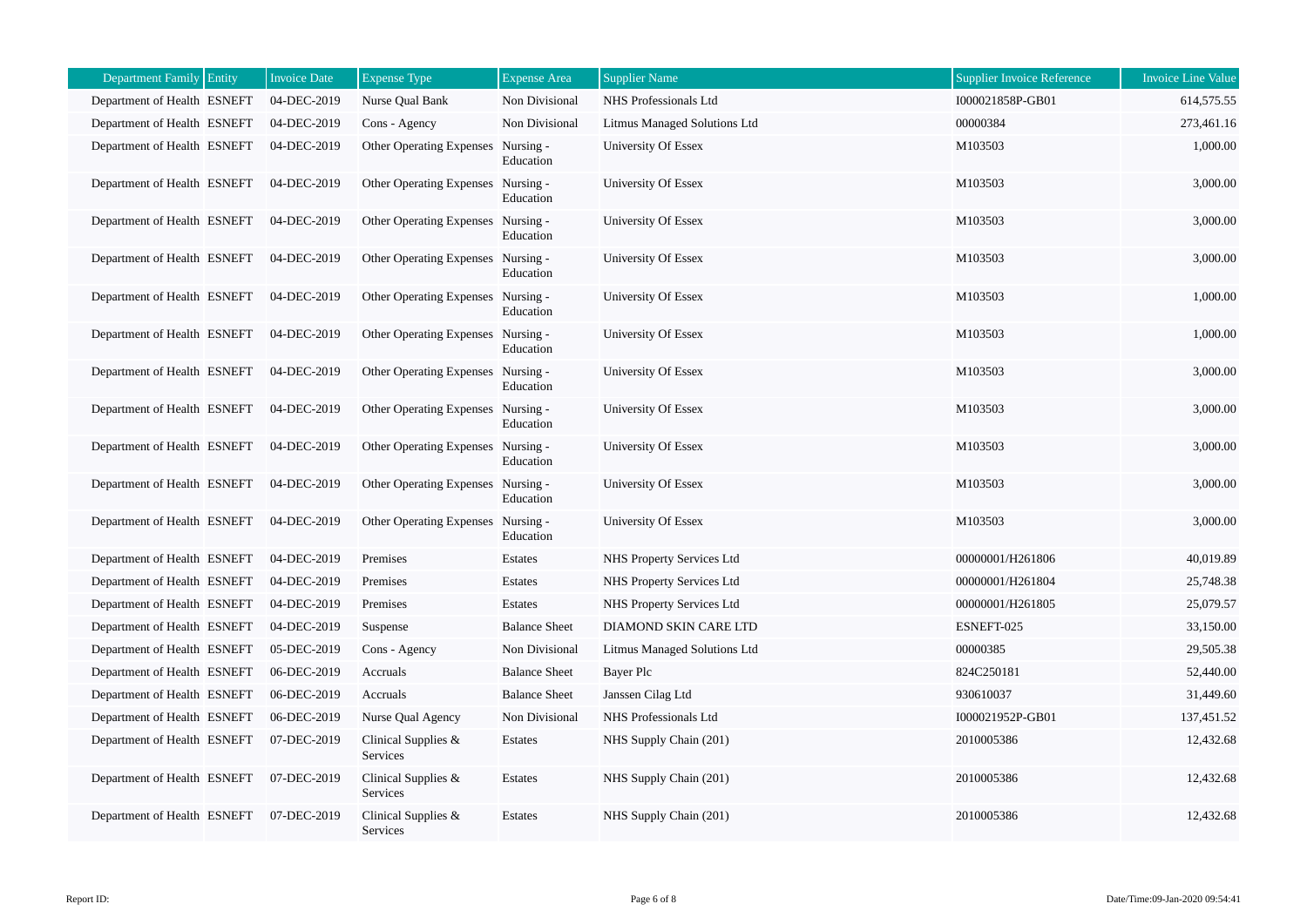| Department Family | Entity | Invoice Date | Expense Type | Expense Area | Supplier Name | Supplier Invoice Reference | Invoice Line Value |
|---|---|---|---|---|---|---|---|
| Department of Health | ESNEFT | 04-DEC-2019 | Nurse Qual Bank | Non Divisional | NHS Professionals Ltd | I000021858P-GB01 | 614,575.55 |
| Department of Health | ESNEFT | 04-DEC-2019 | Cons - Agency | Non Divisional | Litmus Managed Solutions Ltd | 00000384 | 273,461.16 |
| Department of Health | ESNEFT | 04-DEC-2019 | Other Operating Expenses | Nursing - Education | University Of Essex | M103503 | 1,000.00 |
| Department of Health | ESNEFT | 04-DEC-2019 | Other Operating Expenses | Nursing - Education | University Of Essex | M103503 | 3,000.00 |
| Department of Health | ESNEFT | 04-DEC-2019 | Other Operating Expenses | Nursing - Education | University Of Essex | M103503 | 3,000.00 |
| Department of Health | ESNEFT | 04-DEC-2019 | Other Operating Expenses | Nursing - Education | University Of Essex | M103503 | 3,000.00 |
| Department of Health | ESNEFT | 04-DEC-2019 | Other Operating Expenses | Nursing - Education | University Of Essex | M103503 | 1,000.00 |
| Department of Health | ESNEFT | 04-DEC-2019 | Other Operating Expenses | Nursing - Education | University Of Essex | M103503 | 1,000.00 |
| Department of Health | ESNEFT | 04-DEC-2019 | Other Operating Expenses | Nursing - Education | University Of Essex | M103503 | 3,000.00 |
| Department of Health | ESNEFT | 04-DEC-2019 | Other Operating Expenses | Nursing - Education | University Of Essex | M103503 | 3,000.00 |
| Department of Health | ESNEFT | 04-DEC-2019 | Other Operating Expenses | Nursing - Education | University Of Essex | M103503 | 3,000.00 |
| Department of Health | ESNEFT | 04-DEC-2019 | Other Operating Expenses | Nursing - Education | University Of Essex | M103503 | 3,000.00 |
| Department of Health | ESNEFT | 04-DEC-2019 | Other Operating Expenses | Nursing - Education | University Of Essex | M103503 | 3,000.00 |
| Department of Health | ESNEFT | 04-DEC-2019 | Premises | Estates | NHS Property Services Ltd | 00000001/H261806 | 40,019.89 |
| Department of Health | ESNEFT | 04-DEC-2019 | Premises | Estates | NHS Property Services Ltd | 00000001/H261804 | 25,748.38 |
| Department of Health | ESNEFT | 04-DEC-2019 | Premises | Estates | NHS Property Services Ltd | 00000001/H261805 | 25,079.57 |
| Department of Health | ESNEFT | 04-DEC-2019 | Suspense | Balance Sheet | DIAMOND SKIN CARE LTD | ESNEFT-025 | 33,150.00 |
| Department of Health | ESNEFT | 05-DEC-2019 | Cons - Agency | Non Divisional | Litmus Managed Solutions Ltd | 00000385 | 29,505.38 |
| Department of Health | ESNEFT | 06-DEC-2019 | Accruals | Balance Sheet | Bayer Plc | 824C250181 | 52,440.00 |
| Department of Health | ESNEFT | 06-DEC-2019 | Accruals | Balance Sheet | Janssen Cilag Ltd | 930610037 | 31,449.60 |
| Department of Health | ESNEFT | 06-DEC-2019 | Nurse Qual Agency | Non Divisional | NHS Professionals Ltd | I000021952P-GB01 | 137,451.52 |
| Department of Health | ESNEFT | 07-DEC-2019 | Clinical Supplies & Services | Estates | NHS Supply Chain (201) | 2010005386 | 12,432.68 |
| Department of Health | ESNEFT | 07-DEC-2019 | Clinical Supplies & Services | Estates | NHS Supply Chain (201) | 2010005386 | 12,432.68 |
| Department of Health | ESNEFT | 07-DEC-2019 | Clinical Supplies & Services | Estates | NHS Supply Chain (201) | 2010005386 | 12,432.68 |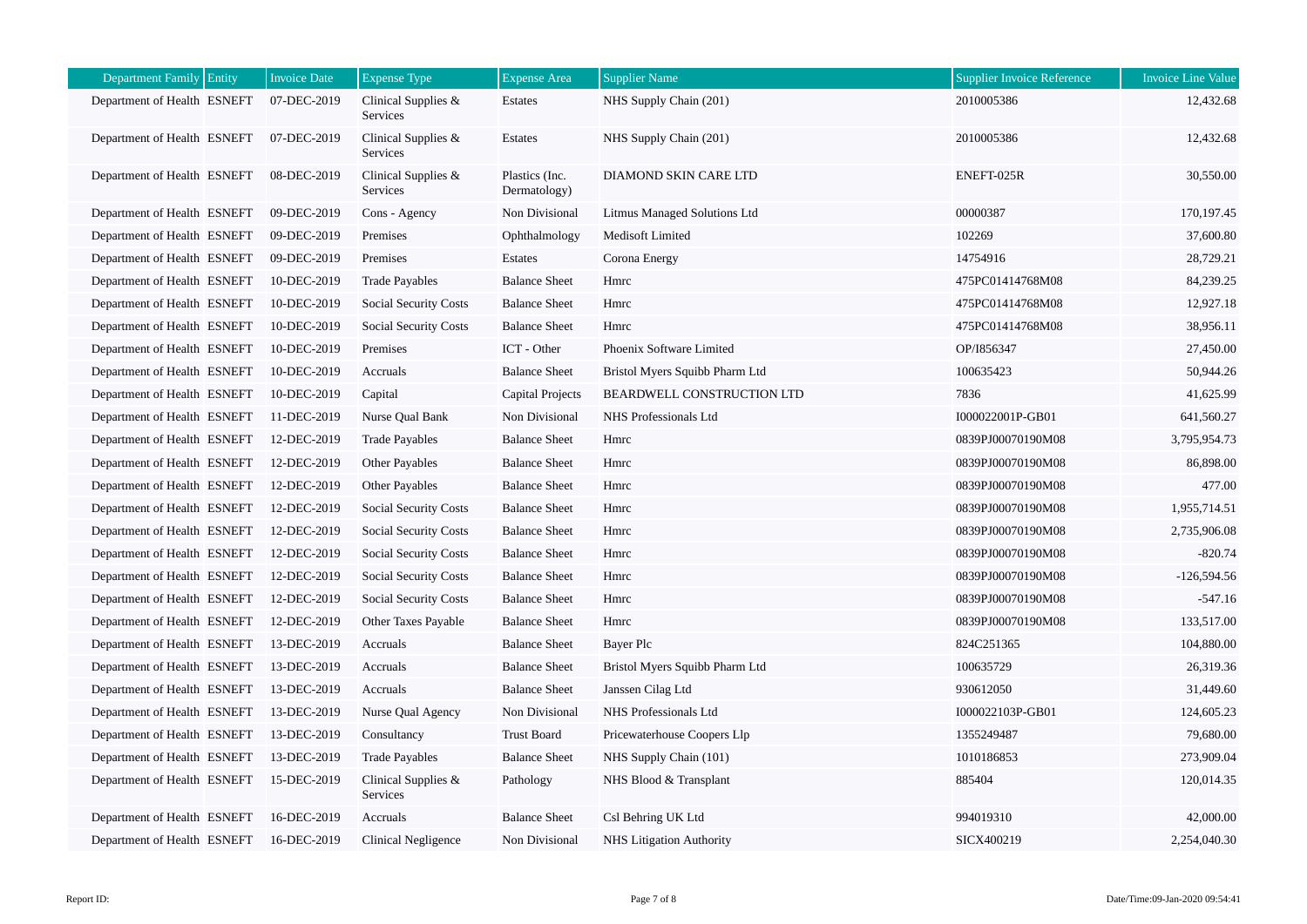| Department Family | Entity | Invoice Date | Expense Type | Expense Area | Supplier Name | Supplier Invoice Reference | Invoice Line Value |
|---|---|---|---|---|---|---|---|
| Department of Health | ESNEFT | 07-DEC-2019 | Clinical Supplies & Services | Estates | NHS Supply Chain (201) | 2010005386 | 12,432.68 |
| Department of Health | ESNEFT | 07-DEC-2019 | Clinical Supplies & Services | Estates | NHS Supply Chain (201) | 2010005386 | 12,432.68 |
| Department of Health | ESNEFT | 08-DEC-2019 | Clinical Supplies & Services | Plastics (Inc. Dermatology) | DIAMOND SKIN CARE LTD | ENEFT-025R | 30,550.00 |
| Department of Health | ESNEFT | 09-DEC-2019 | Cons - Agency | Non Divisional | Litmus Managed Solutions Ltd | 00000387 | 170,197.45 |
| Department of Health | ESNEFT | 09-DEC-2019 | Premises | Ophthalmology | Medisoft Limited | 102269 | 37,600.80 |
| Department of Health | ESNEFT | 09-DEC-2019 | Premises | Estates | Corona Energy | 14754916 | 28,729.21 |
| Department of Health | ESNEFT | 10-DEC-2019 | Trade Payables | Balance Sheet | Hmrc | 475PC01414768M08 | 84,239.25 |
| Department of Health | ESNEFT | 10-DEC-2019 | Social Security Costs | Balance Sheet | Hmrc | 475PC01414768M08 | 12,927.18 |
| Department of Health | ESNEFT | 10-DEC-2019 | Social Security Costs | Balance Sheet | Hmrc | 475PC01414768M08 | 38,956.11 |
| Department of Health | ESNEFT | 10-DEC-2019 | Premises | ICT - Other | Phoenix Software Limited | OP/I856347 | 27,450.00 |
| Department of Health | ESNEFT | 10-DEC-2019 | Accruals | Balance Sheet | Bristol Myers Squibb Pharm Ltd | 100635423 | 50,944.26 |
| Department of Health | ESNEFT | 10-DEC-2019 | Capital | Capital Projects | BEARDWELL CONSTRUCTION LTD | 7836 | 41,625.99 |
| Department of Health | ESNEFT | 11-DEC-2019 | Nurse Qual Bank | Non Divisional | NHS Professionals Ltd | I000022001P-GB01 | 641,560.27 |
| Department of Health | ESNEFT | 12-DEC-2019 | Trade Payables | Balance Sheet | Hmrc | 0839PJ00070190M08 | 3,795,954.73 |
| Department of Health | ESNEFT | 12-DEC-2019 | Other Payables | Balance Sheet | Hmrc | 0839PJ00070190M08 | 86,898.00 |
| Department of Health | ESNEFT | 12-DEC-2019 | Other Payables | Balance Sheet | Hmrc | 0839PJ00070190M08 | 477.00 |
| Department of Health | ESNEFT | 12-DEC-2019 | Social Security Costs | Balance Sheet | Hmrc | 0839PJ00070190M08 | 1,955,714.51 |
| Department of Health | ESNEFT | 12-DEC-2019 | Social Security Costs | Balance Sheet | Hmrc | 0839PJ00070190M08 | 2,735,906.08 |
| Department of Health | ESNEFT | 12-DEC-2019 | Social Security Costs | Balance Sheet | Hmrc | 0839PJ00070190M08 | -820.74 |
| Department of Health | ESNEFT | 12-DEC-2019 | Social Security Costs | Balance Sheet | Hmrc | 0839PJ00070190M08 | -126,594.56 |
| Department of Health | ESNEFT | 12-DEC-2019 | Social Security Costs | Balance Sheet | Hmrc | 0839PJ00070190M08 | -547.16 |
| Department of Health | ESNEFT | 12-DEC-2019 | Other Taxes Payable | Balance Sheet | Hmrc | 0839PJ00070190M08 | 133,517.00 |
| Department of Health | ESNEFT | 13-DEC-2019 | Accruals | Balance Sheet | Bayer Plc | 824C251365 | 104,880.00 |
| Department of Health | ESNEFT | 13-DEC-2019 | Accruals | Balance Sheet | Bristol Myers Squibb Pharm Ltd | 100635729 | 26,319.36 |
| Department of Health | ESNEFT | 13-DEC-2019 | Accruals | Balance Sheet | Janssen Cilag Ltd | 930612050 | 31,449.60 |
| Department of Health | ESNEFT | 13-DEC-2019 | Nurse Qual Agency | Non Divisional | NHS Professionals Ltd | I000022103P-GB01 | 124,605.23 |
| Department of Health | ESNEFT | 13-DEC-2019 | Consultancy | Trust Board | Pricewaterhouse Coopers Llp | 1355249487 | 79,680.00 |
| Department of Health | ESNEFT | 13-DEC-2019 | Trade Payables | Balance Sheet | NHS Supply Chain (101) | 1010186853 | 273,909.04 |
| Department of Health | ESNEFT | 15-DEC-2019 | Clinical Supplies & Services | Pathology | NHS Blood & Transplant | 885404 | 120,014.35 |
| Department of Health | ESNEFT | 16-DEC-2019 | Accruals | Balance Sheet | Csl Behring UK Ltd | 994019310 | 42,000.00 |
| Department of Health | ESNEFT | 16-DEC-2019 | Clinical Negligence | Non Divisional | NHS Litigation Authority | SICX400219 | 2,254,040.30 |

Report ID:

Date/Time:09-Jan-2020 09:54:41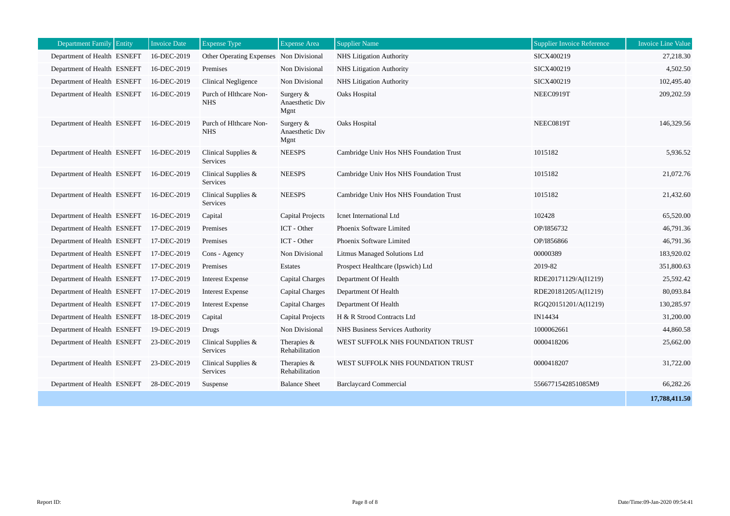| Department Family | Entity | Invoice Date | Expense Type | Expense Area | Supplier Name | Supplier Invoice Reference | Invoice Line Value |
|---|---|---|---|---|---|---|---|
| Department of Health | ESNEFT | 16-DEC-2019 | Other Operating Expenses | Non Divisional | NHS Litigation Authority | SICX400219 | 27,218.30 |
| Department of Health | ESNEFT | 16-DEC-2019 | Premises | Non Divisional | NHS Litigation Authority | SICX400219 | 4,502.50 |
| Department of Health | ESNEFT | 16-DEC-2019 | Clinical Negligence | Non Divisional | NHS Litigation Authority | SICX400219 | 102,495.40 |
| Department of Health | ESNEFT | 16-DEC-2019 | Purch of Hlthcare Non-NHS | Surgery & Anaesthetic Div Mgnt | Oaks Hospital | NEEC0919T | 209,202.59 |
| Department of Health | ESNEFT | 16-DEC-2019 | Purch of Hlthcare Non-NHS | Surgery & Anaesthetic Div Mgnt | Oaks Hospital | NEEC0819T | 146,329.56 |
| Department of Health | ESNEFT | 16-DEC-2019 | Clinical Supplies & Services | NEESPS | Cambridge Univ Hos NHS Foundation Trust | 1015182 | 5,936.52 |
| Department of Health | ESNEFT | 16-DEC-2019 | Clinical Supplies & Services | NEESPS | Cambridge Univ Hos NHS Foundation Trust | 1015182 | 21,072.76 |
| Department of Health | ESNEFT | 16-DEC-2019 | Clinical Supplies & Services | NEESPS | Cambridge Univ Hos NHS Foundation Trust | 1015182 | 21,432.60 |
| Department of Health | ESNEFT | 16-DEC-2019 | Capital | Capital Projects | Icnet International Ltd | 102428 | 65,520.00 |
| Department of Health | ESNEFT | 17-DEC-2019 | Premises | ICT - Other | Phoenix Software Limited | OP/I856732 | 46,791.36 |
| Department of Health | ESNEFT | 17-DEC-2019 | Premises | ICT - Other | Phoenix Software Limited | OP/I856866 | 46,791.36 |
| Department of Health | ESNEFT | 17-DEC-2019 | Cons - Agency | Non Divisional | Litmus Managed Solutions Ltd | 00000389 | 183,920.02 |
| Department of Health | ESNEFT | 17-DEC-2019 | Premises | Estates | Prospect Healthcare (Ipswich) Ltd | 2019-82 | 351,800.63 |
| Department of Health | ESNEFT | 17-DEC-2019 | Interest Expense | Capital Charges | Department Of Health | RDE20171129/A(I1219) | 25,592.42 |
| Department of Health | ESNEFT | 17-DEC-2019 | Interest Expense | Capital Charges | Department Of Health | RDE20181205/A(I1219) | 80,093.84 |
| Department of Health | ESNEFT | 17-DEC-2019 | Interest Expense | Capital Charges | Department Of Health | RGQ20151201/A(I1219) | 130,285.97 |
| Department of Health | ESNEFT | 18-DEC-2019 | Capital | Capital Projects | H & R Strood Contracts Ltd | IN14434 | 31,200.00 |
| Department of Health | ESNEFT | 19-DEC-2019 | Drugs | Non Divisional | NHS Business Services Authority | 1000062661 | 44,860.58 |
| Department of Health | ESNEFT | 23-DEC-2019 | Clinical Supplies & Services | Therapies & Rehabilitation | WEST SUFFOLK NHS FOUNDATION TRUST | 0000418206 | 25,662.00 |
| Department of Health | ESNEFT | 23-DEC-2019 | Clinical Supplies & Services | Therapies & Rehabilitation | WEST SUFFOLK NHS FOUNDATION TRUST | 0000418207 | 31,722.00 |
| Department of Health | ESNEFT | 28-DEC-2019 | Suspense | Balance Sheet | Barclaycard Commercial | 5566771542851085M9 | 66,282.26 |
| | | | | | | | **17,788,411.50** |

Report ID:

Date/Time:09-Jan-2020 09:54:41